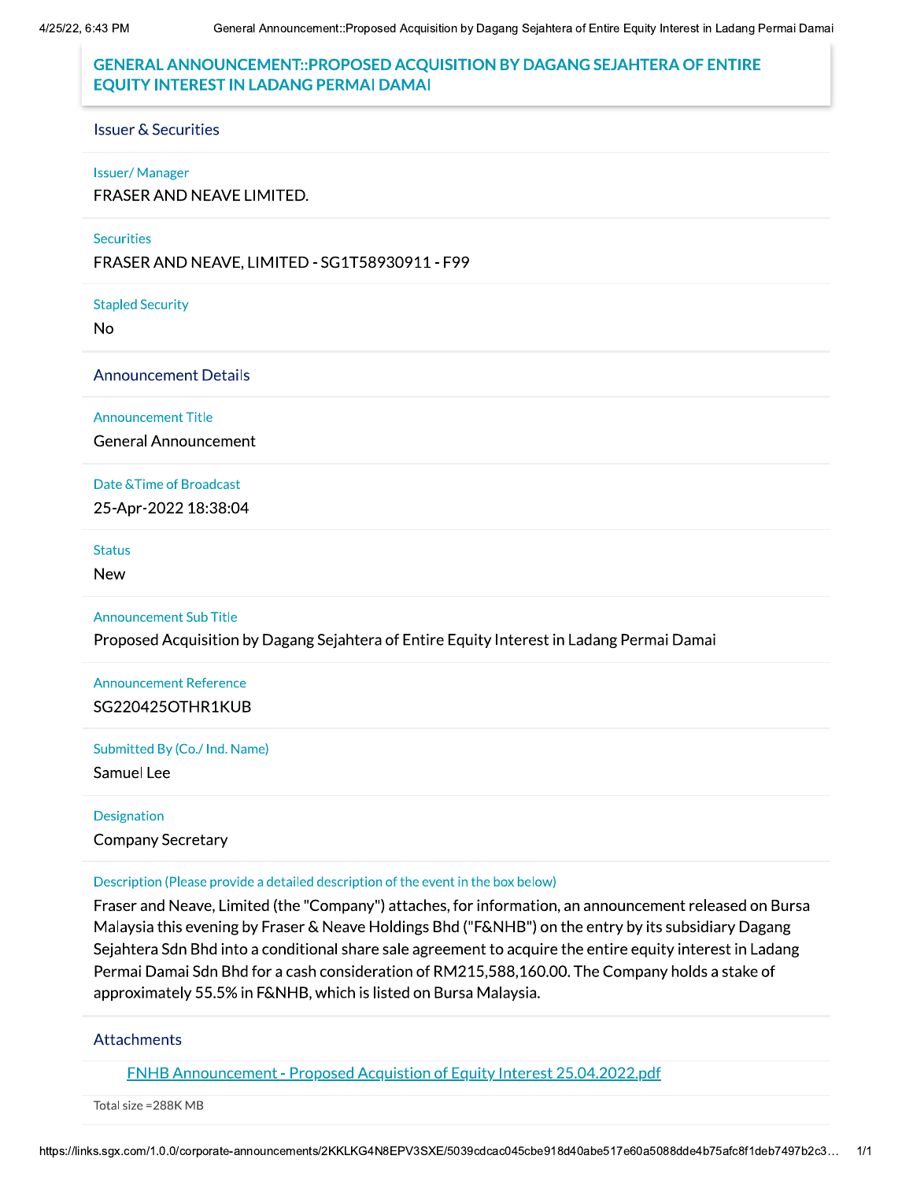# GENERAL ANNOUNCEMENT::PROPOSED ACQUISITION BY DAGANG SEJAHTERA OF ENTIRE EQUITY INTEREST IN LADANG PERMAI DAMAI

## Issuer & Securities

**Issuer/ Manager**

FRASER AND NEAVE LIMITED.

**Securities**

FRASER AND NEAVE, LIMITED - SG1T58930911 - F99

**Stapled Security**

No

## Announcement Details

**Announcement Title**

General Announcement

**Date &Time of Broadcast**

25-Apr-2022 18:38:04

**Status**

New

**Announcement Sub Title**

Proposed Acquisition by Dagang Sejahtera of Entire Equity Interest in Ladang Permai Damai

**Announcement Reference**

SG220425OTHR1KUB

**Submitted By (Co./ Ind. Name)**

Samuel Lee

**Designation**

Company Secretary

**Description (Please provide a detailed description of the event in the box below)**

Fraser and Neave, Limited (the "Company") attaches, for information, an announcement released on Bursa Malaysia this evening by Fraser & Neave Holdings Bhd ("F&NHB") on the entry by its subsidiary Dagang Sejahtera Sdn Bhd into a conditional share sale agreement to acquire the entire equity interest in Ladang Permai Damai Sdn Bhd for a cash consideration of RM215,588,160.00. The Company holds a stake of approximately 55.5% in F&NHB, which is listed on Bursa Malaysia.

## Attachments

FNHB Announcement - Proposed Acquistion of Equity Interest 25.04.2022.pdf

Total size =288K MB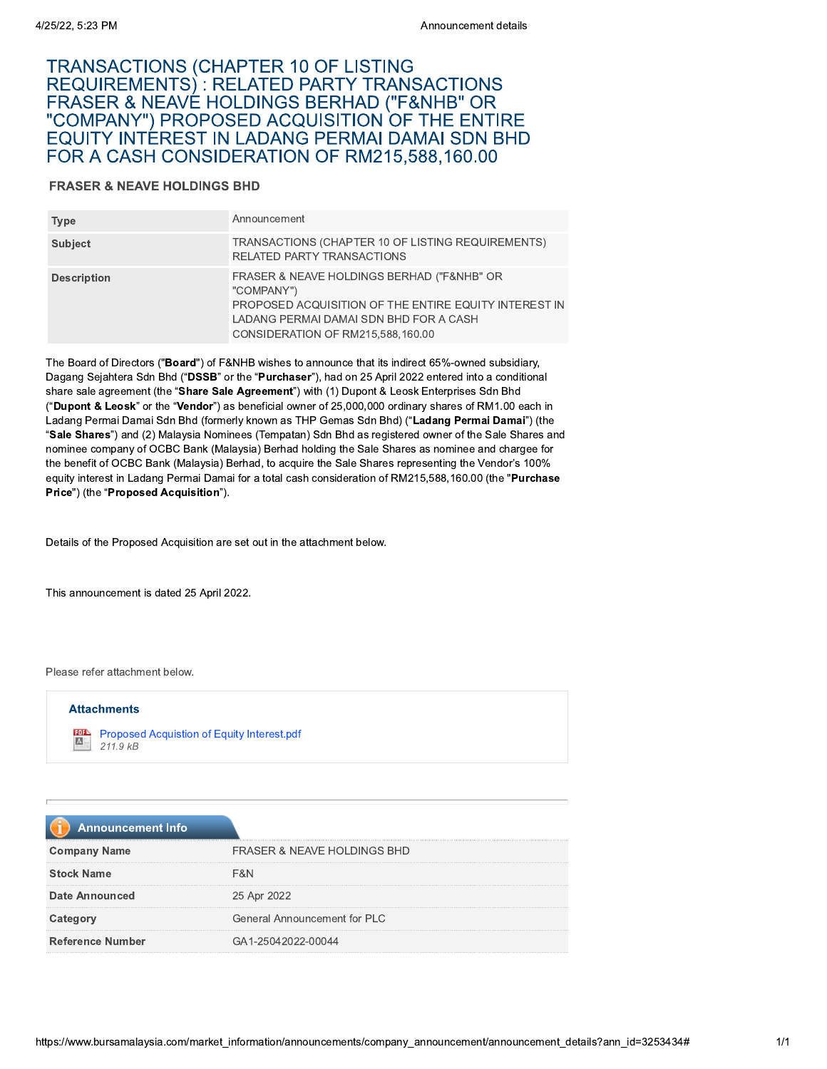# TRANSACTIONS (CHAPTER 10 OF LISTING REQUIREMENTS) : RELATED PARTY TRANSACTIONS FRASER & NEAVE HOLDINGS BERHAD ("F&NHB" OR "COMPANY") PROPOSED ACQUISITION OF THE ENTIRE EQUITY INTEREST IN LADANG PERMAI DAMAI SDN BHD FOR A CASH CONSIDERATION OF RM215,588,160.00

## FRASER & NEAVE HOLDINGS BHD

| | |
|---|---|
| **Type** | Announcement |
| **Subject** | TRANSACTIONS (CHAPTER 10 OF LISTING REQUIREMENTS) RELATED PARTY TRANSACTIONS |
| **Description** | FRASER & NEAVE HOLDINGS BERHAD ("F&NHB" OR "COMPANY") PROPOSED ACQUISITION OF THE ENTIRE EQUITY INTEREST IN LADANG PERMAI DAMAI SDN BHD FOR A CASH CONSIDERATION OF RM215,588,160.00 |

The Board of Directors ("**Board**") of F&NHB wishes to announce that its indirect 65%-owned subsidiary, Dagang Sejahtera Sdn Bhd ("**DSSB**" or the "**Purchaser**"), had on 25 April 2022 entered into a conditional share sale agreement (the "**Share Sale Agreement**") with (1) Dupont & Leosk Enterprises Sdn Bhd ("**Dupont & Leosk**" or the "**Vendor**") as beneficial owner of 25,000,000 ordinary shares of RM1.00 each in Ladang Permai Damai Sdn Bhd (formerly known as THP Gemas Sdn Bhd) ("**Ladang Permai Damai**") (the "**Sale Shares**") and (2) Malaysia Nominees (Tempatan) Sdn Bhd as registered owner of the Sale Shares and nominee company of OCBC Bank (Malaysia) Berhad holding the Sale Shares as nominee and chargee for the benefit of OCBC Bank (Malaysia) Berhad, to acquire the Sale Shares representing the Vendor's 100% equity interest in Ladang Permai Damai for a total cash consideration of RM215,588,160.00 (the "**Purchase Price**") (the "**Proposed Acquisition**").

Details of the Proposed Acquisition are set out in the attachment below.

This announcement is dated 25 April 2022.

Please refer attachment below.

**Attachments**

Proposed Acquistion of Equity Interest.pdf
*211.9 kB*

**Announcement Info**

| | |
|---|---|
| **Company Name** | FRASER & NEAVE HOLDINGS BHD |
| **Stock Name** | F&N |
| **Date Announced** | 25 Apr 2022 |
| **Category** | General Announcement for PLC |
| **Reference Number** | GA1-25042022-00044 |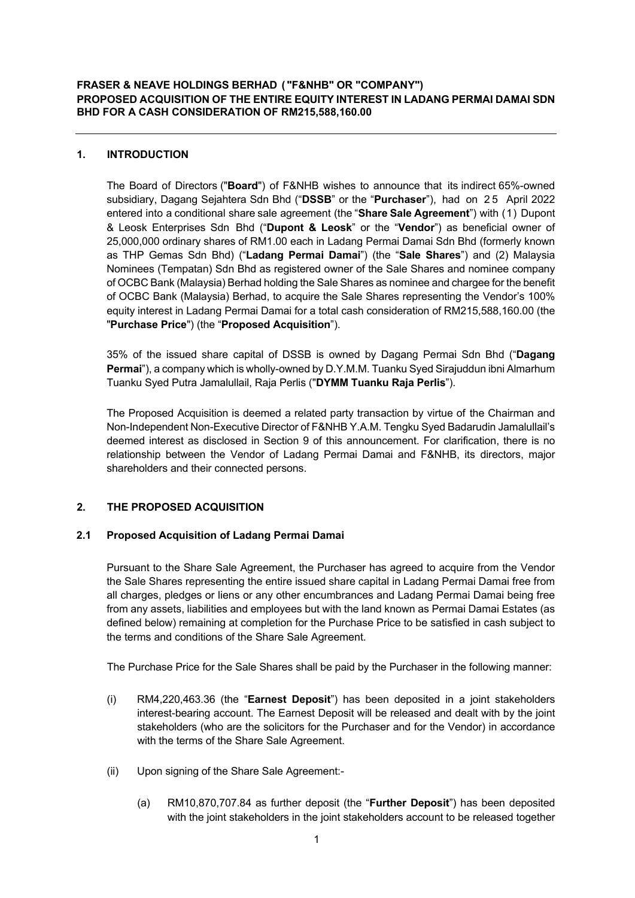**FRASER & NEAVE HOLDINGS BERHAD ("F&NHB" OR "COMPANY")**
**PROPOSED ACQUISITION OF THE ENTIRE EQUITY INTEREST IN LADANG PERMAI DAMAI SDN BHD FOR A CASH CONSIDERATION OF RM215,588,160.00**

---

## 1. INTRODUCTION

The Board of Directors ("**Board**") of F&NHB wishes to announce that its indirect 65%-owned subsidiary, Dagang Sejahtera Sdn Bhd ("**DSSB**" or the "**Purchaser**"), had on 25 April 2022 entered into a conditional share sale agreement (the "**Share Sale Agreement**") with (1) Dupont & Leosk Enterprises Sdn Bhd ("**Dupont & Leosk**" or the "**Vendor**") as beneficial owner of 25,000,000 ordinary shares of RM1.00 each in Ladang Permai Damai Sdn Bhd (formerly known as THP Gemas Sdn Bhd) ("**Ladang Permai Damai**") (the "**Sale Shares**") and (2) Malaysia Nominees (Tempatan) Sdn Bhd as registered owner of the Sale Shares and nominee company of OCBC Bank (Malaysia) Berhad holding the Sale Shares as nominee and chargee for the benefit of OCBC Bank (Malaysia) Berhad, to acquire the Sale Shares representing the Vendor's 100% equity interest in Ladang Permai Damai for a total cash consideration of RM215,588,160.00 (the "**Purchase Price**") (the "**Proposed Acquisition**").

35% of the issued share capital of DSSB is owned by Dagang Permai Sdn Bhd ("**Dagang Permai**"), a company which is wholly-owned by D.Y.M.M. Tuanku Syed Sirajuddun ibni Almarhum Tuanku Syed Putra Jamalullail, Raja Perlis ("**DYMM Tuanku Raja Perlis**").

The Proposed Acquisition is deemed a related party transaction by virtue of the Chairman and Non-Independent Non-Executive Director of F&NHB Y.A.M. Tengku Syed Badarudin Jamalullail's deemed interest as disclosed in Section 9 of this announcement. For clarification, there is no relationship between the Vendor of Ladang Permai Damai and F&NHB, its directors, major shareholders and their connected persons.

## 2. THE PROPOSED ACQUISITION

### 2.1 Proposed Acquisition of Ladang Permai Damai

Pursuant to the Share Sale Agreement, the Purchaser has agreed to acquire from the Vendor the Sale Shares representing the entire issued share capital in Ladang Permai Damai free from all charges, pledges or liens or any other encumbrances and Ladang Permai Damai being free from any assets, liabilities and employees but with the land known as Permai Damai Estates (as defined below) remaining at completion for the Purchase Price to be satisfied in cash subject to the terms and conditions of the Share Sale Agreement.

The Purchase Price for the Sale Shares shall be paid by the Purchaser in the following manner:

(i) RM4,220,463.36 (the "**Earnest Deposit**") has been deposited in a joint stakeholders interest-bearing account. The Earnest Deposit will be released and dealt with by the joint stakeholders (who are the solicitors for the Purchaser and for the Vendor) in accordance with the terms of the Share Sale Agreement.

(ii) Upon signing of the Share Sale Agreement:-

(a) RM10,870,707.84 as further deposit (the "**Further Deposit**") has been deposited with the joint stakeholders in the joint stakeholders account to be released together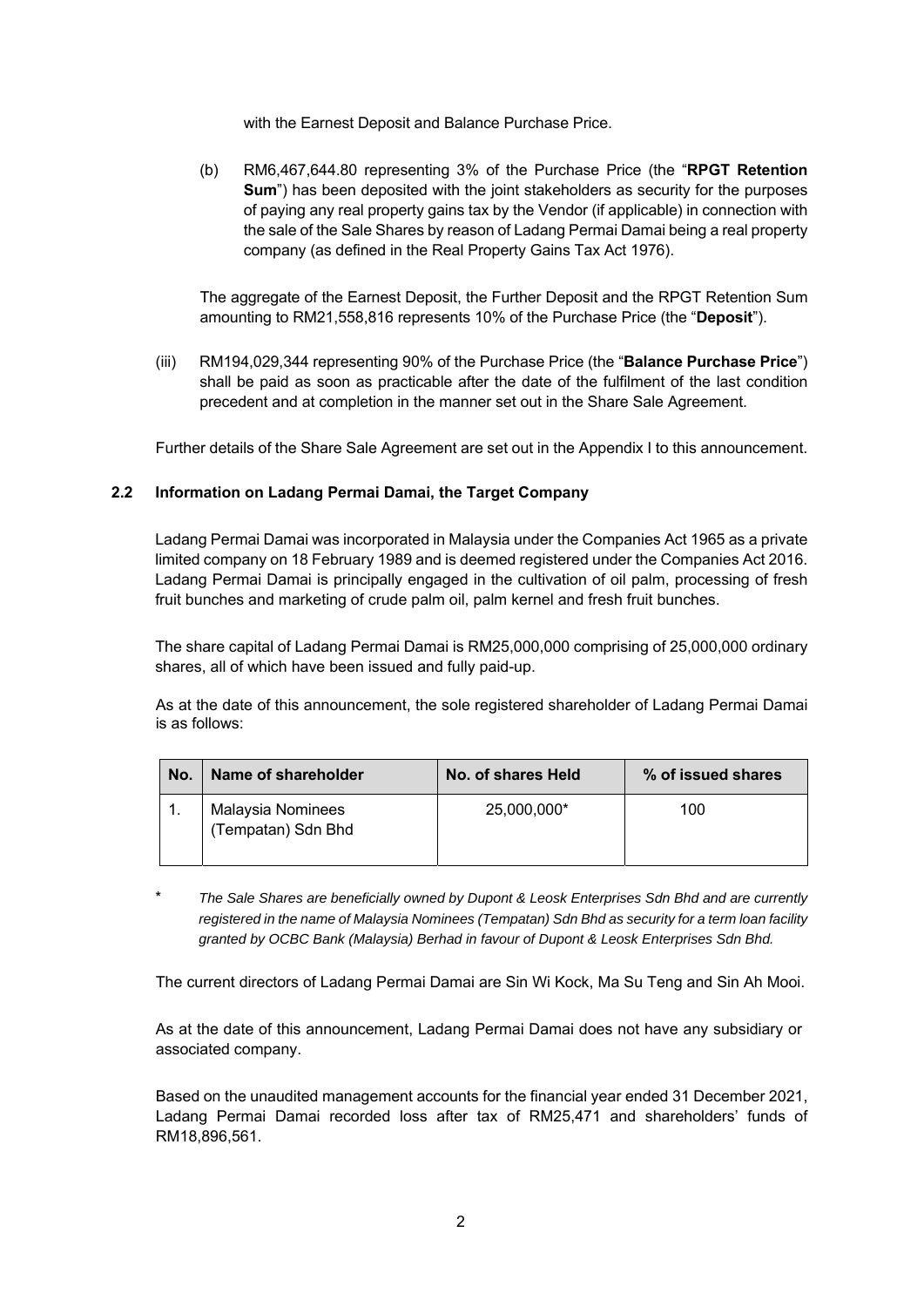with the Earnest Deposit and Balance Purchase Price.

(b) RM6,467,644.80 representing 3% of the Purchase Price (the "**RPGT Retention Sum**") has been deposited with the joint stakeholders as security for the purposes of paying any real property gains tax by the Vendor (if applicable) in connection with the sale of the Sale Shares by reason of Ladang Permai Damai being a real property company (as defined in the Real Property Gains Tax Act 1976).

The aggregate of the Earnest Deposit, the Further Deposit and the RPGT Retention Sum amounting to RM21,558,816 represents 10% of the Purchase Price (the "**Deposit**").

(iii) RM194,029,344 representing 90% of the Purchase Price (the "**Balance Purchase Price**") shall be paid as soon as practicable after the date of the fulfilment of the last condition precedent and at completion in the manner set out in the Share Sale Agreement.

Further details of the Share Sale Agreement are set out in the Appendix I to this announcement.

### 2.2 Information on Ladang Permai Damai, the Target Company

Ladang Permai Damai was incorporated in Malaysia under the Companies Act 1965 as a private limited company on 18 February 1989 and is deemed registered under the Companies Act 2016. Ladang Permai Damai is principally engaged in the cultivation of oil palm, processing of fresh fruit bunches and marketing of crude palm oil, palm kernel and fresh fruit bunches.

The share capital of Ladang Permai Damai is RM25,000,000 comprising of 25,000,000 ordinary shares, all of which have been issued and fully paid-up.

As at the date of this announcement, the sole registered shareholder of Ladang Permai Damai is as follows:

| No. | Name of shareholder | No. of shares Held | % of issued shares |
|---|---|---|---|
| 1. | Malaysia Nominees (Tempatan) Sdn Bhd | 25,000,000* | 100 |

\* *The Sale Shares are beneficially owned by Dupont & Leosk Enterprises Sdn Bhd and are currently registered in the name of Malaysia Nominees (Tempatan) Sdn Bhd as security for a term loan facility granted by OCBC Bank (Malaysia) Berhad in favour of Dupont & Leosk Enterprises Sdn Bhd.*

The current directors of Ladang Permai Damai are Sin Wi Kock, Ma Su Teng and Sin Ah Mooi.

As at the date of this announcement, Ladang Permai Damai does not have any subsidiary or associated company.

Based on the unaudited management accounts for the financial year ended 31 December 2021, Ladang Permai Damai recorded loss after tax of RM25,471 and shareholders' funds of RM18,896,561.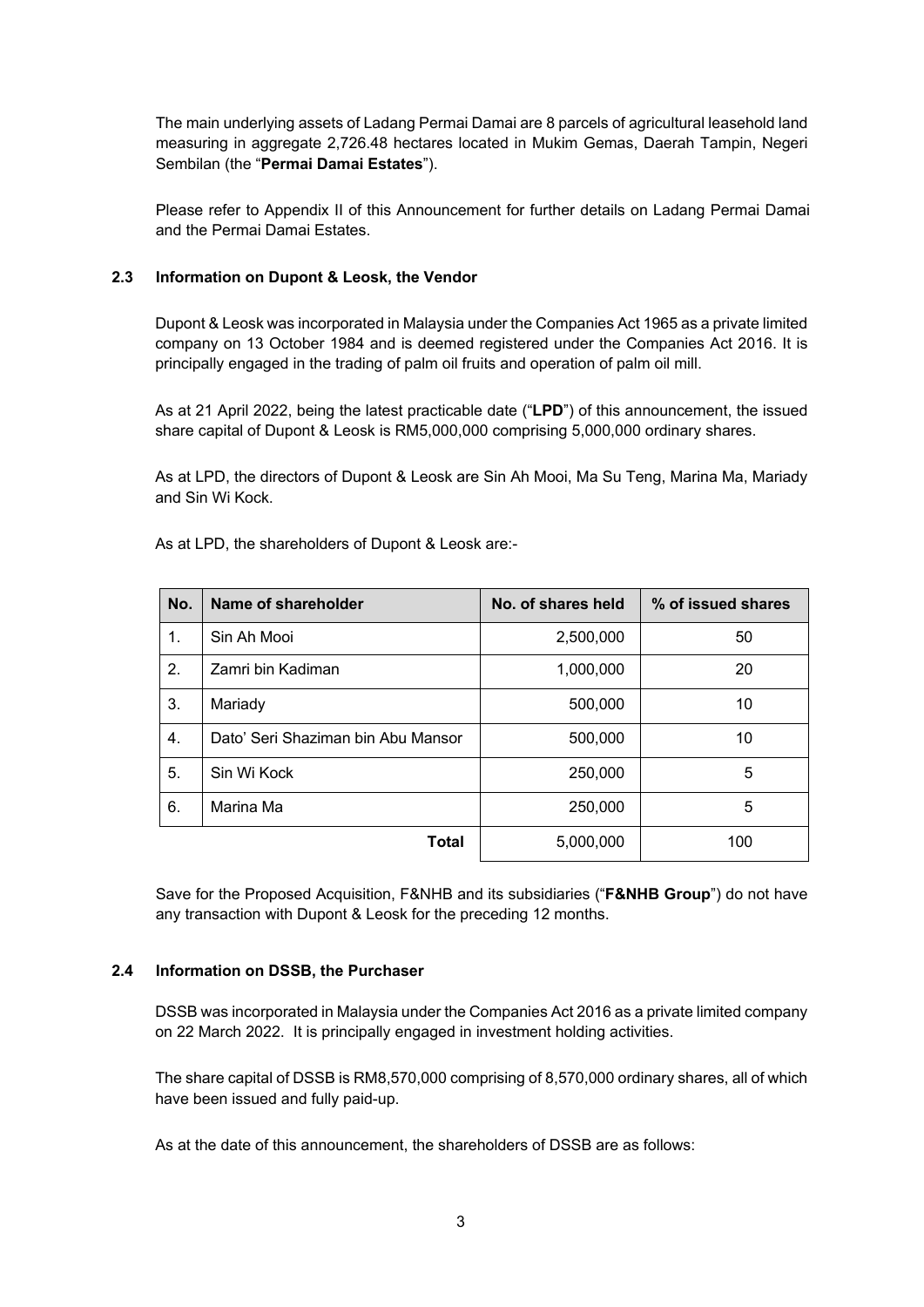The main underlying assets of Ladang Permai Damai are 8 parcels of agricultural leasehold land measuring in aggregate 2,726.48 hectares located in Mukim Gemas, Daerah Tampin, Negeri Sembilan (the "**Permai Damai Estates**").

Please refer to Appendix II of this Announcement for further details on Ladang Permai Damai and the Permai Damai Estates.

### 2.3 Information on Dupont & Leosk, the Vendor

Dupont & Leosk was incorporated in Malaysia under the Companies Act 1965 as a private limited company on 13 October 1984 and is deemed registered under the Companies Act 2016. It is principally engaged in the trading of palm oil fruits and operation of palm oil mill.

As at 21 April 2022, being the latest practicable date ("**LPD**") of this announcement, the issued share capital of Dupont & Leosk is RM5,000,000 comprising 5,000,000 ordinary shares.

As at LPD, the directors of Dupont & Leosk are Sin Ah Mooi, Ma Su Teng, Marina Ma, Mariady and Sin Wi Kock.

As at LPD, the shareholders of Dupont & Leosk are:-

| No. | Name of shareholder | No. of shares held | % of issued shares |
|---|---|---|---|
| 1. | Sin Ah Mooi | 2,500,000 | 50 |
| 2. | Zamri bin Kadiman | 1,000,000 | 20 |
| 3. | Mariady | 500,000 | 10 |
| 4. | Dato' Seri Shaziman bin Abu Mansor | 500,000 | 10 |
| 5. | Sin Wi Kock | 250,000 | 5 |
| 6. | Marina Ma | 250,000 | 5 |
| | **Total** | 5,000,000 | 100 |

Save for the Proposed Acquisition, F&NHB and its subsidiaries ("**F&NHB Group**") do not have any transaction with Dupont & Leosk for the preceding 12 months.

### 2.4 Information on DSSB, the Purchaser

DSSB was incorporated in Malaysia under the Companies Act 2016 as a private limited company on 22 March 2022. It is principally engaged in investment holding activities.

The share capital of DSSB is RM8,570,000 comprising of 8,570,000 ordinary shares, all of which have been issued and fully paid-up.

As at the date of this announcement, the shareholders of DSSB are as follows: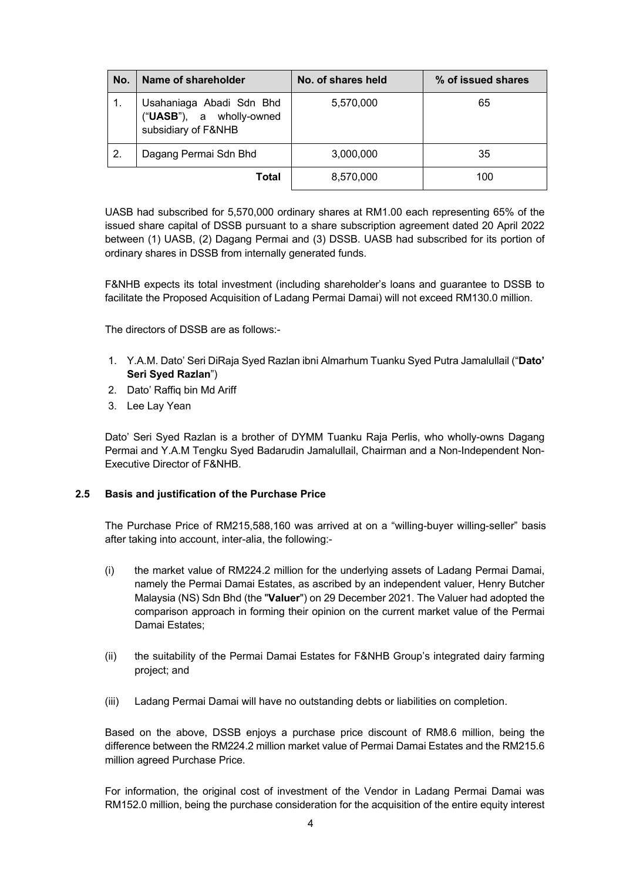| No. | Name of shareholder | No. of shares held | % of issued shares |
|---|---|---|---|
| 1. | Usahaniaga Abadi Sdn Bhd ("**UASB**"), a wholly-owned subsidiary of F&NHB | 5,570,000 | 65 |
| 2. | Dagang Permai Sdn Bhd | 3,000,000 | 35 |
| | **Total** | 8,570,000 | 100 |

UASB had subscribed for 5,570,000 ordinary shares at RM1.00 each representing 65% of the issued share capital of DSSB pursuant to a share subscription agreement dated 20 April 2022 between (1) UASB, (2) Dagang Permai and (3) DSSB. UASB had subscribed for its portion of ordinary shares in DSSB from internally generated funds.

F&NHB expects its total investment (including shareholder's loans and guarantee to DSSB to facilitate the Proposed Acquisition of Ladang Permai Damai) will not exceed RM130.0 million.

The directors of DSSB are as follows:-

1. Y.A.M. Dato' Seri DiRaja Syed Razlan ibni Almarhum Tuanku Syed Putra Jamalullail ("**Dato' Seri Syed Razlan**")
2. Dato' Raffiq bin Md Ariff
3. Lee Lay Yean

Dato' Seri Syed Razlan is a brother of DYMM Tuanku Raja Perlis, who wholly-owns Dagang Permai and Y.A.M Tengku Syed Badarudin Jamalullail, Chairman and a Non-Independent Non-Executive Director of F&NHB.

### 2.5 Basis and justification of the Purchase Price

The Purchase Price of RM215,588,160 was arrived at on a "willing-buyer willing-seller" basis after taking into account, inter-alia, the following:-

(i) the market value of RM224.2 million for the underlying assets of Ladang Permai Damai, namely the Permai Damai Estates, as ascribed by an independent valuer, Henry Butcher Malaysia (NS) Sdn Bhd (the "**Valuer**") on 29 December 2021. The Valuer had adopted the comparison approach in forming their opinion on the current market value of the Permai Damai Estates;

(ii) the suitability of the Permai Damai Estates for F&NHB Group's integrated dairy farming project; and

(iii) Ladang Permai Damai will have no outstanding debts or liabilities on completion.

Based on the above, DSSB enjoys a purchase price discount of RM8.6 million, being the difference between the RM224.2 million market value of Permai Damai Estates and the RM215.6 million agreed Purchase Price.

For information, the original cost of investment of the Vendor in Ladang Permai Damai was RM152.0 million, being the purchase consideration for the acquisition of the entire equity interest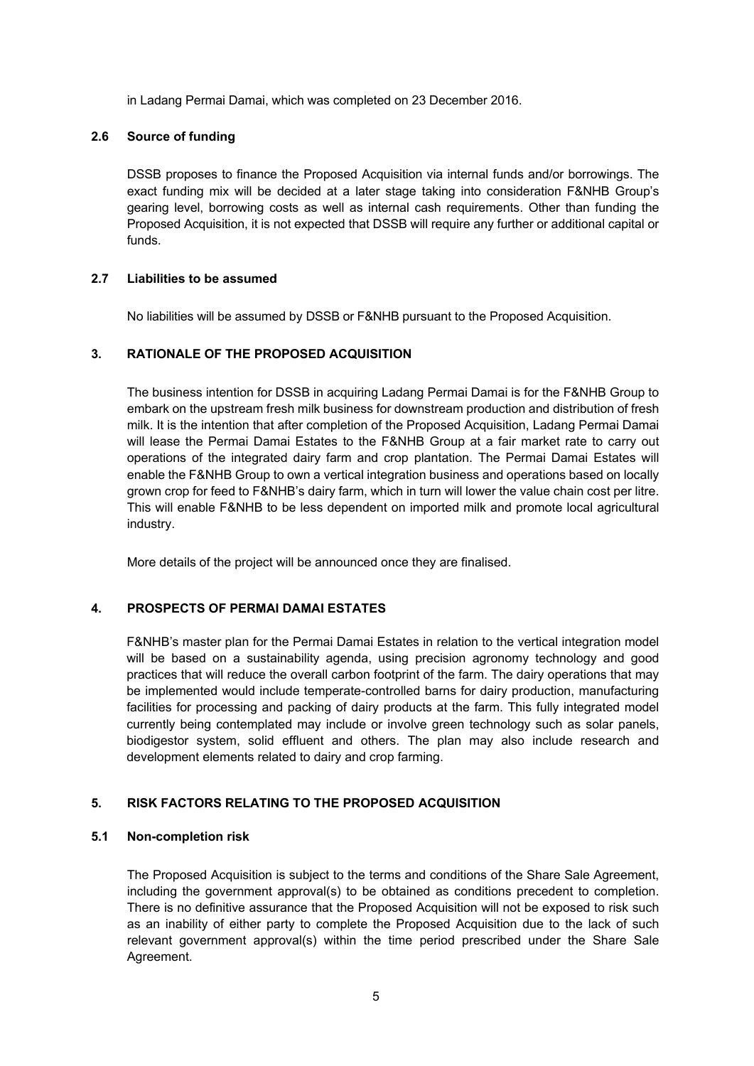in Ladang Permai Damai, which was completed on 23 December 2016.

### 2.6 Source of funding

DSSB proposes to finance the Proposed Acquisition via internal funds and/or borrowings. The exact funding mix will be decided at a later stage taking into consideration F&NHB Group's gearing level, borrowing costs as well as internal cash requirements. Other than funding the Proposed Acquisition, it is not expected that DSSB will require any further or additional capital or funds.

### 2.7 Liabilities to be assumed

No liabilities will be assumed by DSSB or F&NHB pursuant to the Proposed Acquisition.

## 3. RATIONALE OF THE PROPOSED ACQUISITION

The business intention for DSSB in acquiring Ladang Permai Damai is for the F&NHB Group to embark on the upstream fresh milk business for downstream production and distribution of fresh milk. It is the intention that after completion of the Proposed Acquisition, Ladang Permai Damai will lease the Permai Damai Estates to the F&NHB Group at a fair market rate to carry out operations of the integrated dairy farm and crop plantation. The Permai Damai Estates will enable the F&NHB Group to own a vertical integration business and operations based on locally grown crop for feed to F&NHB's dairy farm, which in turn will lower the value chain cost per litre. This will enable F&NHB to be less dependent on imported milk and promote local agricultural industry.

More details of the project will be announced once they are finalised.

## 4. PROSPECTS OF PERMAI DAMAI ESTATES

F&NHB's master plan for the Permai Damai Estates in relation to the vertical integration model will be based on a sustainability agenda, using precision agronomy technology and good practices that will reduce the overall carbon footprint of the farm. The dairy operations that may be implemented would include temperate-controlled barns for dairy production, manufacturing facilities for processing and packing of dairy products at the farm. This fully integrated model currently being contemplated may include or involve green technology such as solar panels, biodigestor system, solid effluent and others. The plan may also include research and development elements related to dairy and crop farming.

## 5. RISK FACTORS RELATING TO THE PROPOSED ACQUISITION

### 5.1 Non-completion risk

The Proposed Acquisition is subject to the terms and conditions of the Share Sale Agreement, including the government approval(s) to be obtained as conditions precedent to completion. There is no definitive assurance that the Proposed Acquisition will not be exposed to risk such as an inability of either party to complete the Proposed Acquisition due to the lack of such relevant government approval(s) within the time period prescribed under the Share Sale Agreement.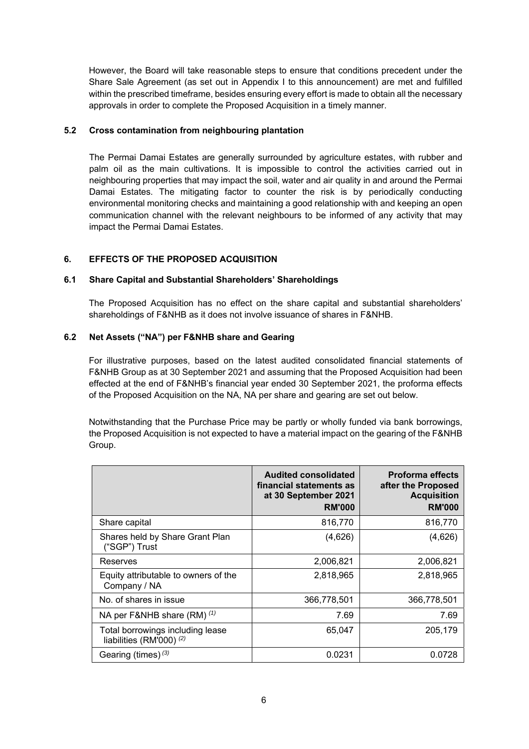However, the Board will take reasonable steps to ensure that conditions precedent under the Share Sale Agreement (as set out in Appendix I to this announcement) are met and fulfilled within the prescribed timeframe, besides ensuring every effort is made to obtain all the necessary approvals in order to complete the Proposed Acquisition in a timely manner.

### 5.2 Cross contamination from neighbouring plantation

The Permai Damai Estates are generally surrounded by agriculture estates, with rubber and palm oil as the main cultivations. It is impossible to control the activities carried out in neighbouring properties that may impact the soil, water and air quality in and around the Permai Damai Estates. The mitigating factor to counter the risk is by periodically conducting environmental monitoring checks and maintaining a good relationship with and keeping an open communication channel with the relevant neighbours to be informed of any activity that may impact the Permai Damai Estates.

## 6. EFFECTS OF THE PROPOSED ACQUISITION

### 6.1 Share Capital and Substantial Shareholders' Shareholdings

The Proposed Acquisition has no effect on the share capital and substantial shareholders' shareholdings of F&NHB as it does not involve issuance of shares in F&NHB.

### 6.2 Net Assets ("NA") per F&NHB share and Gearing

For illustrative purposes, based on the latest audited consolidated financial statements of F&NHB Group as at 30 September 2021 and assuming that the Proposed Acquisition had been effected at the end of F&NHB's financial year ended 30 September 2021, the proforma effects of the Proposed Acquisition on the NA, NA per share and gearing are set out below.

Notwithstanding that the Purchase Price may be partly or wholly funded via bank borrowings, the Proposed Acquisition is not expected to have a material impact on the gearing of the F&NHB Group.

| | Audited consolidated financial statements as at 30 September 2021 RM'000 | Proforma effects after the Proposed Acquisition RM'000 |
|---|---|---|
| Share capital | 816,770 | 816,770 |
| Shares held by Share Grant Plan ("SGP") Trust | (4,626) | (4,626) |
| Reserves | 2,006,821 | 2,006,821 |
| Equity attributable to owners of the Company / NA | 2,818,965 | 2,818,965 |
| No. of shares in issue | 366,778,501 | 366,778,501 |
| NA per F&NHB share (RM) *(1)* | 7.69 | 7.69 |
| Total borrowings including lease liabilities (RM'000) *(2)* | 65,047 | 205,179 |
| Gearing (times) *(3)* | 0.0231 | 0.0728 |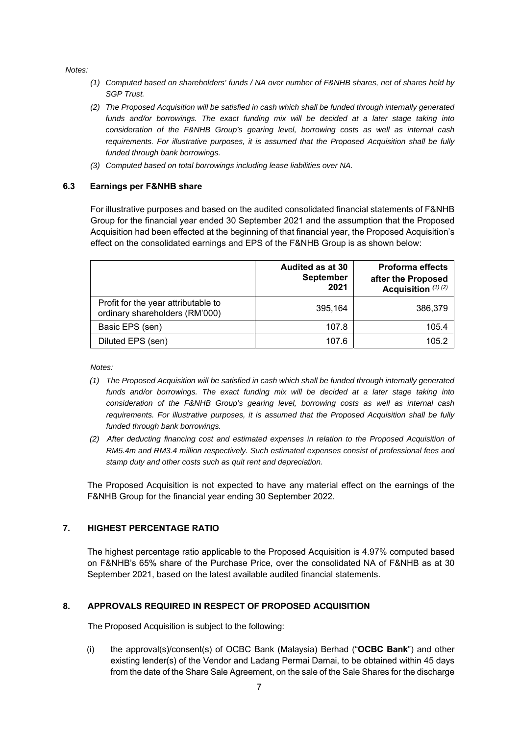*Notes:*

*(1) Computed based on shareholders' funds / NA over number of F&NHB shares, net of shares held by SGP Trust.*

*(2) The Proposed Acquisition will be satisfied in cash which shall be funded through internally generated funds and/or borrowings. The exact funding mix will be decided at a later stage taking into consideration of the F&NHB Group's gearing level, borrowing costs as well as internal cash requirements. For illustrative purposes, it is assumed that the Proposed Acquisition shall be fully funded through bank borrowings.*

*(3) Computed based on total borrowings including lease liabilities over NA.*

### 6.3 Earnings per F&NHB share

For illustrative purposes and based on the audited consolidated financial statements of F&NHB Group for the financial year ended 30 September 2021 and the assumption that the Proposed Acquisition had been effected at the beginning of that financial year, the Proposed Acquisition's effect on the consolidated earnings and EPS of the F&NHB Group is as shown below:

| | **Audited as at 30 September 2021** | **Proforma effects after the Proposed Acquisition** *(1) (2)* |
|---|---|---|
| Profit for the year attributable to ordinary shareholders (RM'000) | 395,164 | 386,379 |
| Basic EPS (sen) | 107.8 | 105.4 |
| Diluted EPS (sen) | 107.6 | 105.2 |

*Notes:*

*(1) The Proposed Acquisition will be satisfied in cash which shall be funded through internally generated funds and/or borrowings. The exact funding mix will be decided at a later stage taking into consideration of the F&NHB Group's gearing level, borrowing costs as well as internal cash requirements. For illustrative purposes, it is assumed that the Proposed Acquisition shall be fully funded through bank borrowings.*

*(2) After deducting financing cost and estimated expenses in relation to the Proposed Acquisition of RM5.4m and RM3.4 million respectively. Such estimated expenses consist of professional fees and stamp duty and other costs such as quit rent and depreciation.*

The Proposed Acquisition is not expected to have any material effect on the earnings of the F&NHB Group for the financial year ending 30 September 2022.

## 7. HIGHEST PERCENTAGE RATIO

The highest percentage ratio applicable to the Proposed Acquisition is 4.97% computed based on F&NHB's 65% share of the Purchase Price, over the consolidated NA of F&NHB as at 30 September 2021, based on the latest available audited financial statements.

## 8. APPROVALS REQUIRED IN RESPECT OF PROPOSED ACQUISITION

The Proposed Acquisition is subject to the following:

(i) the approval(s)/consent(s) of OCBC Bank (Malaysia) Berhad ("**OCBC Bank**") and other existing lender(s) of the Vendor and Ladang Permai Damai, to be obtained within 45 days from the date of the Share Sale Agreement, on the sale of the Sale Shares for the discharge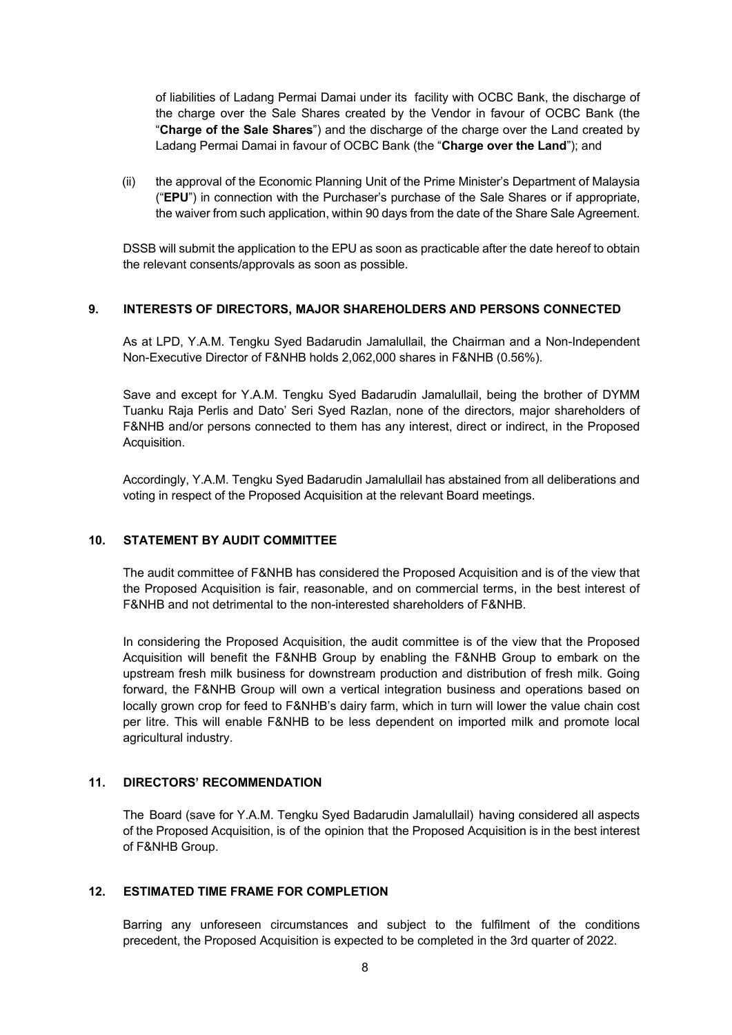of liabilities of Ladang Permai Damai under its facility with OCBC Bank, the discharge of the charge over the Sale Shares created by the Vendor in favour of OCBC Bank (the "**Charge of the Sale Shares**") and the discharge of the charge over the Land created by Ladang Permai Damai in favour of OCBC Bank (the "**Charge over the Land**"); and

(ii) the approval of the Economic Planning Unit of the Prime Minister's Department of Malaysia ("**EPU**") in connection with the Purchaser's purchase of the Sale Shares or if appropriate, the waiver from such application, within 90 days from the date of the Share Sale Agreement.

DSSB will submit the application to the EPU as soon as practicable after the date hereof to obtain the relevant consents/approvals as soon as possible.

## 9. INTERESTS OF DIRECTORS, MAJOR SHAREHOLDERS AND PERSONS CONNECTED

As at LPD, Y.A.M. Tengku Syed Badarudin Jamalullail, the Chairman and a Non-Independent Non-Executive Director of F&NHB holds 2,062,000 shares in F&NHB (0.56%).

Save and except for Y.A.M. Tengku Syed Badarudin Jamalullail, being the brother of DYMM Tuanku Raja Perlis and Dato' Seri Syed Razlan, none of the directors, major shareholders of F&NHB and/or persons connected to them has any interest, direct or indirect, in the Proposed Acquisition.

Accordingly, Y.A.M. Tengku Syed Badarudin Jamalullail has abstained from all deliberations and voting in respect of the Proposed Acquisition at the relevant Board meetings.

## 10. STATEMENT BY AUDIT COMMITTEE

The audit committee of F&NHB has considered the Proposed Acquisition and is of the view that the Proposed Acquisition is fair, reasonable, and on commercial terms, in the best interest of F&NHB and not detrimental to the non-interested shareholders of F&NHB.

In considering the Proposed Acquisition, the audit committee is of the view that the Proposed Acquisition will benefit the F&NHB Group by enabling the F&NHB Group to embark on the upstream fresh milk business for downstream production and distribution of fresh milk. Going forward, the F&NHB Group will own a vertical integration business and operations based on locally grown crop for feed to F&NHB's dairy farm, which in turn will lower the value chain cost per litre. This will enable F&NHB to be less dependent on imported milk and promote local agricultural industry.

## 11. DIRECTORS' RECOMMENDATION

The Board (save for Y.A.M. Tengku Syed Badarudin Jamalullail) having considered all aspects of the Proposed Acquisition, is of the opinion that the Proposed Acquisition is in the best interest of F&NHB Group.

## 12. ESTIMATED TIME FRAME FOR COMPLETION

Barring any unforeseen circumstances and subject to the fulfilment of the conditions precedent, the Proposed Acquisition is expected to be completed in the 3rd quarter of 2022.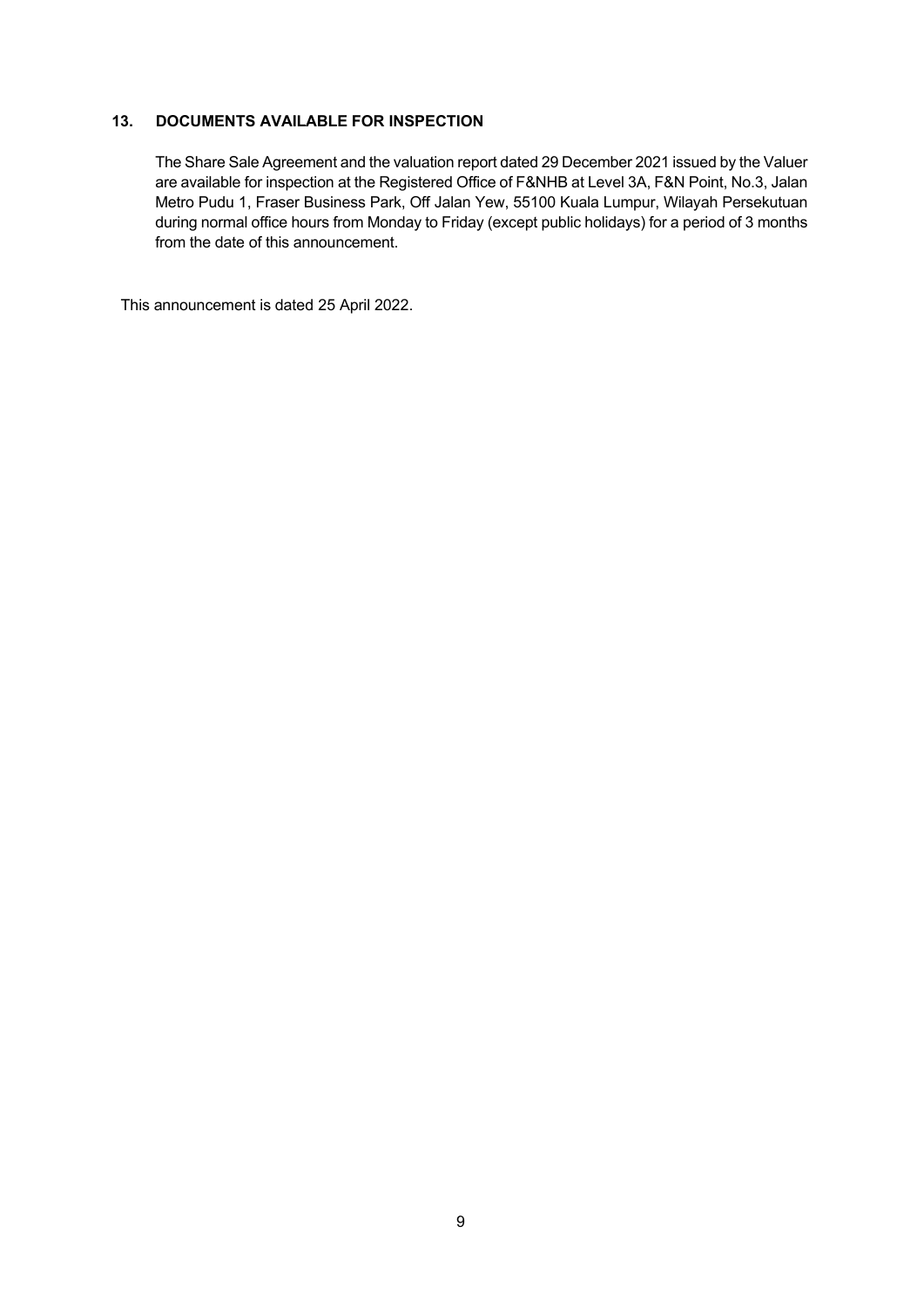## 13. DOCUMENTS AVAILABLE FOR INSPECTION

The Share Sale Agreement and the valuation report dated 29 December 2021 issued by the Valuer are available for inspection at the Registered Office of F&NHB at Level 3A, F&N Point, No.3, Jalan Metro Pudu 1, Fraser Business Park, Off Jalan Yew, 55100 Kuala Lumpur, Wilayah Persekutuan during normal office hours from Monday to Friday (except public holidays) for a period of 3 months from the date of this announcement.

This announcement is dated 25 April 2022.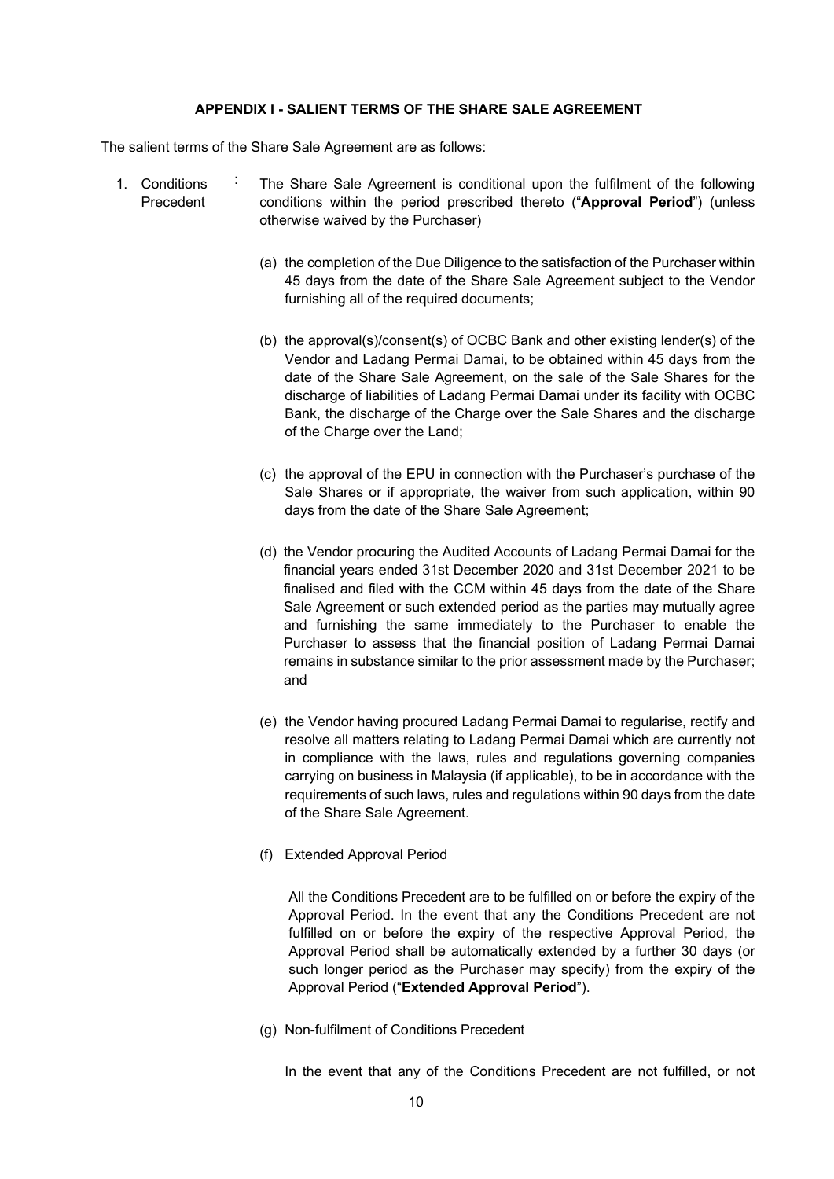**APPENDIX I - SALIENT TERMS OF THE SHARE SALE AGREEMENT**

The salient terms of the Share Sale Agreement are as follows:

1. Conditions Precedent : The Share Sale Agreement is conditional upon the fulfilment of the following conditions within the period prescribed thereto ("**Approval Period**") (unless otherwise waived by the Purchaser)

   (a) the completion of the Due Diligence to the satisfaction of the Purchaser within 45 days from the date of the Share Sale Agreement subject to the Vendor furnishing all of the required documents;

   (b) the approval(s)/consent(s) of OCBC Bank and other existing lender(s) of the Vendor and Ladang Permai Damai, to be obtained within 45 days from the date of the Share Sale Agreement, on the sale of the Sale Shares for the discharge of liabilities of Ladang Permai Damai under its facility with OCBC Bank, the discharge of the Charge over the Sale Shares and the discharge of the Charge over the Land;

   (c) the approval of the EPU in connection with the Purchaser's purchase of the Sale Shares or if appropriate, the waiver from such application, within 90 days from the date of the Share Sale Agreement;

   (d) the Vendor procuring the Audited Accounts of Ladang Permai Damai for the financial years ended 31st December 2020 and 31st December 2021 to be finalised and filed with the CCM within 45 days from the date of the Share Sale Agreement or such extended period as the parties may mutually agree and furnishing the same immediately to the Purchaser to enable the Purchaser to assess that the financial position of Ladang Permai Damai remains in substance similar to the prior assessment made by the Purchaser; and

   (e) the Vendor having procured Ladang Permai Damai to regularise, rectify and resolve all matters relating to Ladang Permai Damai which are currently not in compliance with the laws, rules and regulations governing companies carrying on business in Malaysia (if applicable), to be in accordance with the requirements of such laws, rules and regulations within 90 days from the date of the Share Sale Agreement.

   (f) Extended Approval Period

   All the Conditions Precedent are to be fulfilled on or before the expiry of the Approval Period. In the event that any the Conditions Precedent are not fulfilled on or before the expiry of the respective Approval Period, the Approval Period shall be automatically extended by a further 30 days (or such longer period as the Purchaser may specify) from the expiry of the Approval Period ("**Extended Approval Period**").

   (g) Non-fulfilment of Conditions Precedent

   In the event that any of the Conditions Precedent are not fulfilled, or not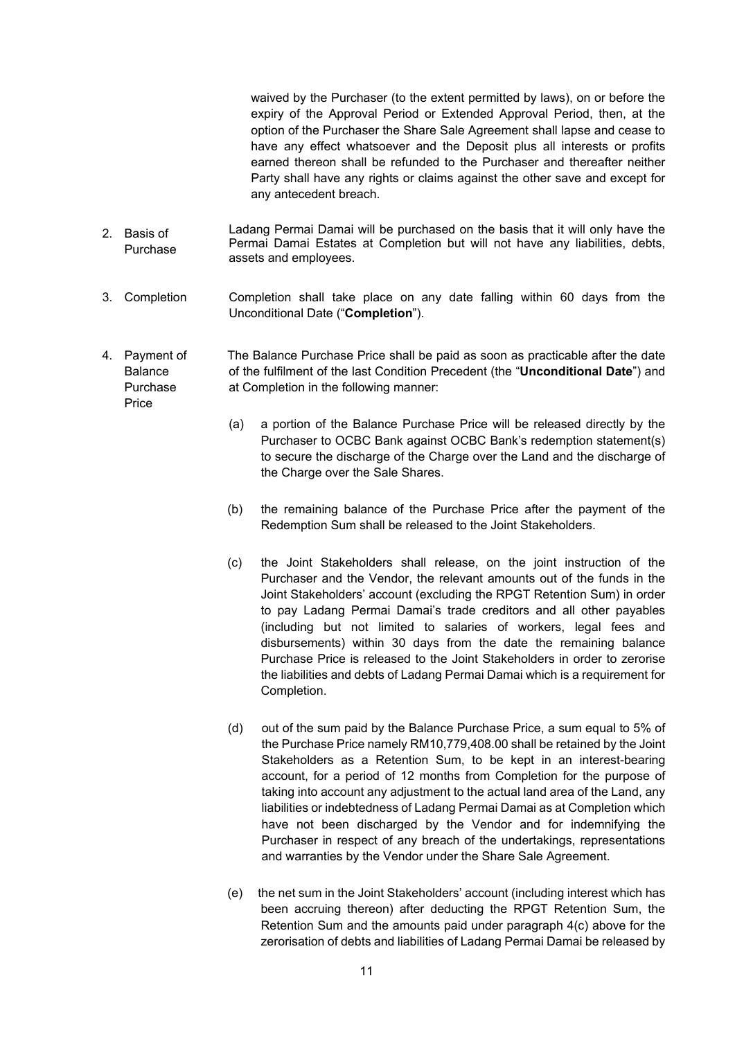waived by the Purchaser (to the extent permitted by laws), on or before the expiry of the Approval Period or Extended Approval Period, then, at the option of the Purchaser the Share Sale Agreement shall lapse and cease to have any effect whatsoever and the Deposit plus all interests or profits earned thereon shall be refunded to the Purchaser and thereafter neither Party shall have any rights or claims against the other save and except for any antecedent breach.

2. Basis of Purchase

Ladang Permai Damai will be purchased on the basis that it will only have the Permai Damai Estates at Completion but will not have any liabilities, debts, assets and employees.

3. Completion

Completion shall take place on any date falling within 60 days from the Unconditional Date ("**Completion**").

4. Payment of Balance Purchase Price

The Balance Purchase Price shall be paid as soon as practicable after the date of the fulfilment of the last Condition Precedent (the "**Unconditional Date**") and at Completion in the following manner:

(a) a portion of the Balance Purchase Price will be released directly by the Purchaser to OCBC Bank against OCBC Bank's redemption statement(s) to secure the discharge of the Charge over the Land and the discharge of the Charge over the Sale Shares.

(b) the remaining balance of the Purchase Price after the payment of the Redemption Sum shall be released to the Joint Stakeholders.

(c) the Joint Stakeholders shall release, on the joint instruction of the Purchaser and the Vendor, the relevant amounts out of the funds in the Joint Stakeholders' account (excluding the RPGT Retention Sum) in order to pay Ladang Permai Damai's trade creditors and all other payables (including but not limited to salaries of workers, legal fees and disbursements) within 30 days from the date the remaining balance Purchase Price is released to the Joint Stakeholders in order to zerorise the liabilities and debts of Ladang Permai Damai which is a requirement for Completion.

(d) out of the sum paid by the Balance Purchase Price, a sum equal to 5% of the Purchase Price namely RM10,779,408.00 shall be retained by the Joint Stakeholders as a Retention Sum, to be kept in an interest-bearing account, for a period of 12 months from Completion for the purpose of taking into account any adjustment to the actual land area of the Land, any liabilities or indebtedness of Ladang Permai Damai as at Completion which have not been discharged by the Vendor and for indemnifying the Purchaser in respect of any breach of the undertakings, representations and warranties by the Vendor under the Share Sale Agreement.

(e) the net sum in the Joint Stakeholders' account (including interest which has been accruing thereon) after deducting the RPGT Retention Sum, the Retention Sum and the amounts paid under paragraph 4(c) above for the zerorisation of debts and liabilities of Ladang Permai Damai be released by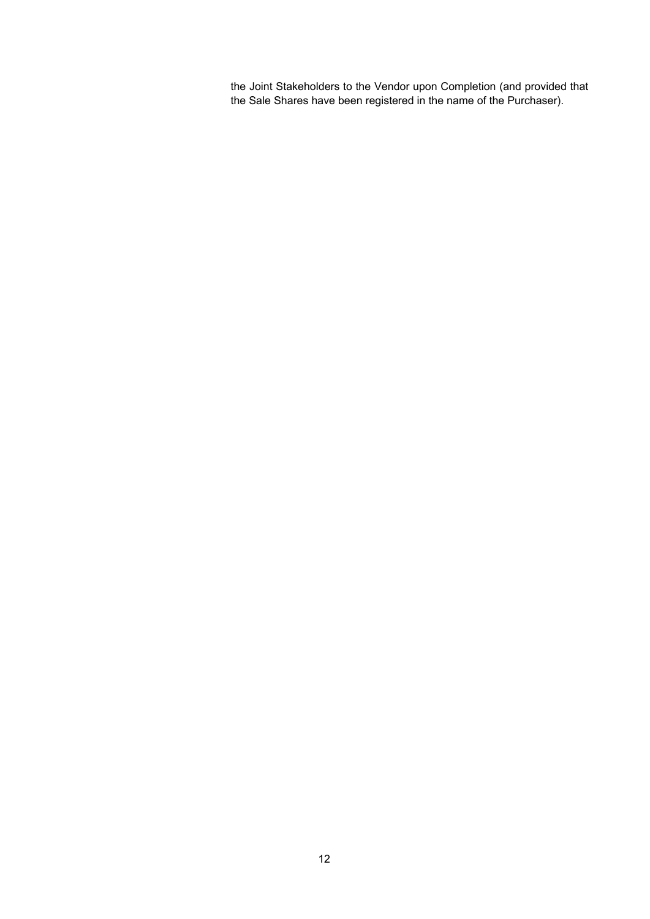the Joint Stakeholders to the Vendor upon Completion (and provided that the Sale Shares have been registered in the name of the Purchaser).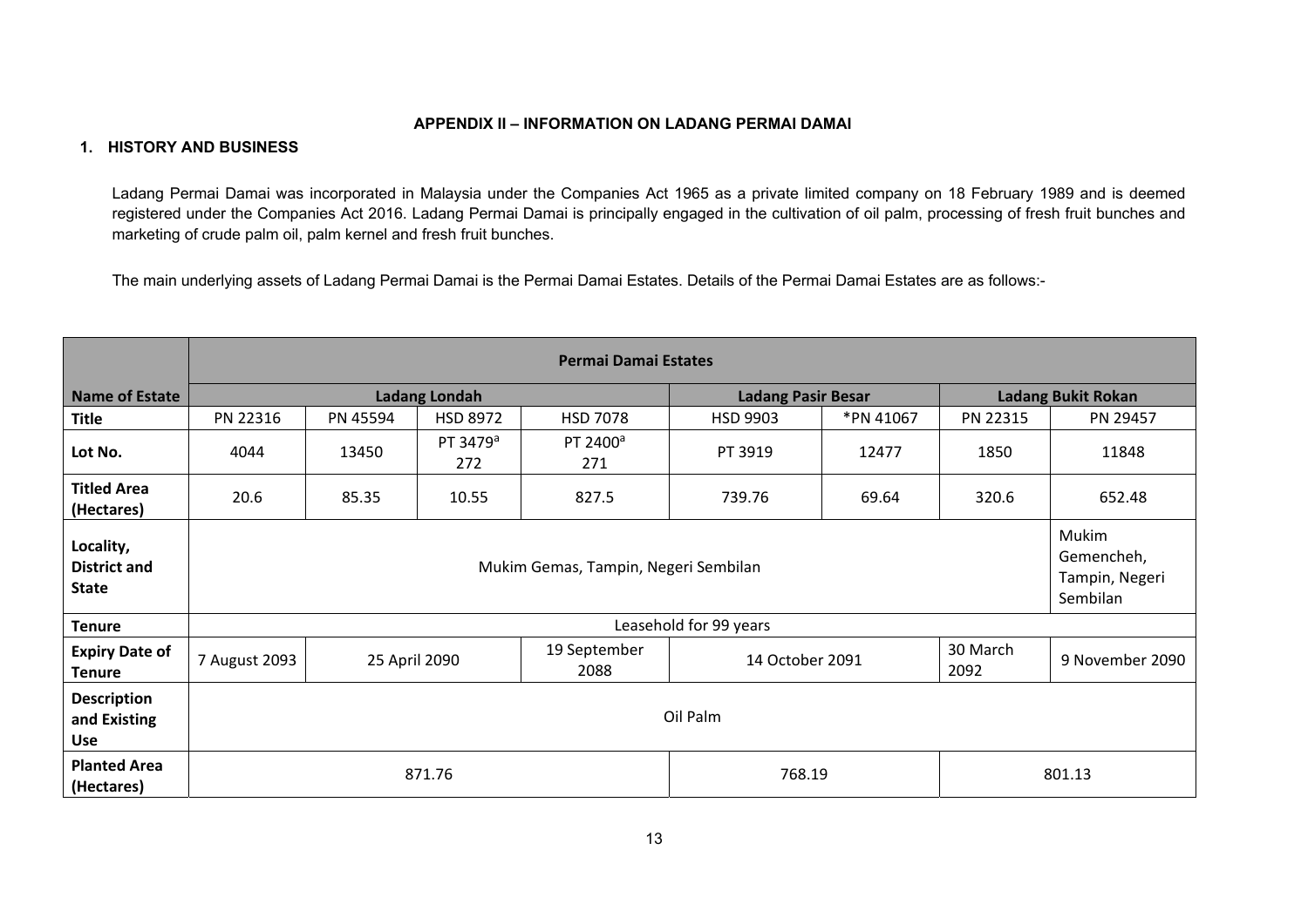**APPENDIX II – INFORMATION ON LADANG PERMAI DAMAI**

**1. HISTORY AND BUSINESS**

Ladang Permai Damai was incorporated in Malaysia under the Companies Act 1965 as a private limited company on 18 February 1989 and is deemed registered under the Companies Act 2016. Ladang Permai Damai is principally engaged in the cultivation of oil palm, processing of fresh fruit bunches and marketing of crude palm oil, palm kernel and fresh fruit bunches.

The main underlying assets of Ladang Permai Damai is the Permai Damai Estates. Details of the Permai Damai Estates are as follows:-

| | Permai Damai Estates | | | | | | | |
|---|---|---|---|---|---|---|---|---|
| **Name of Estate** | **Ladang Londah** | | | | **Ladang Pasir Besar** | | **Ladang Bukit Rokan** | |
| **Title** | PN 22316 | PN 45594 | HSD 8972 | HSD 7078 | HSD 9903 | *PN 41067 | PN 22315 | PN 29457 |
| **Lot No.** | 4044 | 13450 | PT 3479[a] 272 | PT 2400[a] 271 | PT 3919 | 12477 | 1850 | 11848 |
| **Titled Area (Hectares)** | 20.6 | 85.35 | 10.55 | 827.5 | 739.76 | 69.64 | 320.6 | 652.48 |
| **Locality, District and State** | Mukim Gemas, Tampin, Negeri Sembilan | | | | | | | Mukim Gemencheh, Tampin, Negeri Sembilan |
| **Tenure** | Leasehold for 99 years | | | | | | | |
| **Expiry Date of Tenure** | 7 August 2093 | 25 April 2090 | | 19 September 2088 | 14 October 2091 | | 30 March 2092 | 9 November 2090 |
| **Description and Existing Use** | Oil Palm | | | | | | | |
| **Planted Area (Hectares)** | 871.76 | | | | 768.19 | | 801.13 | |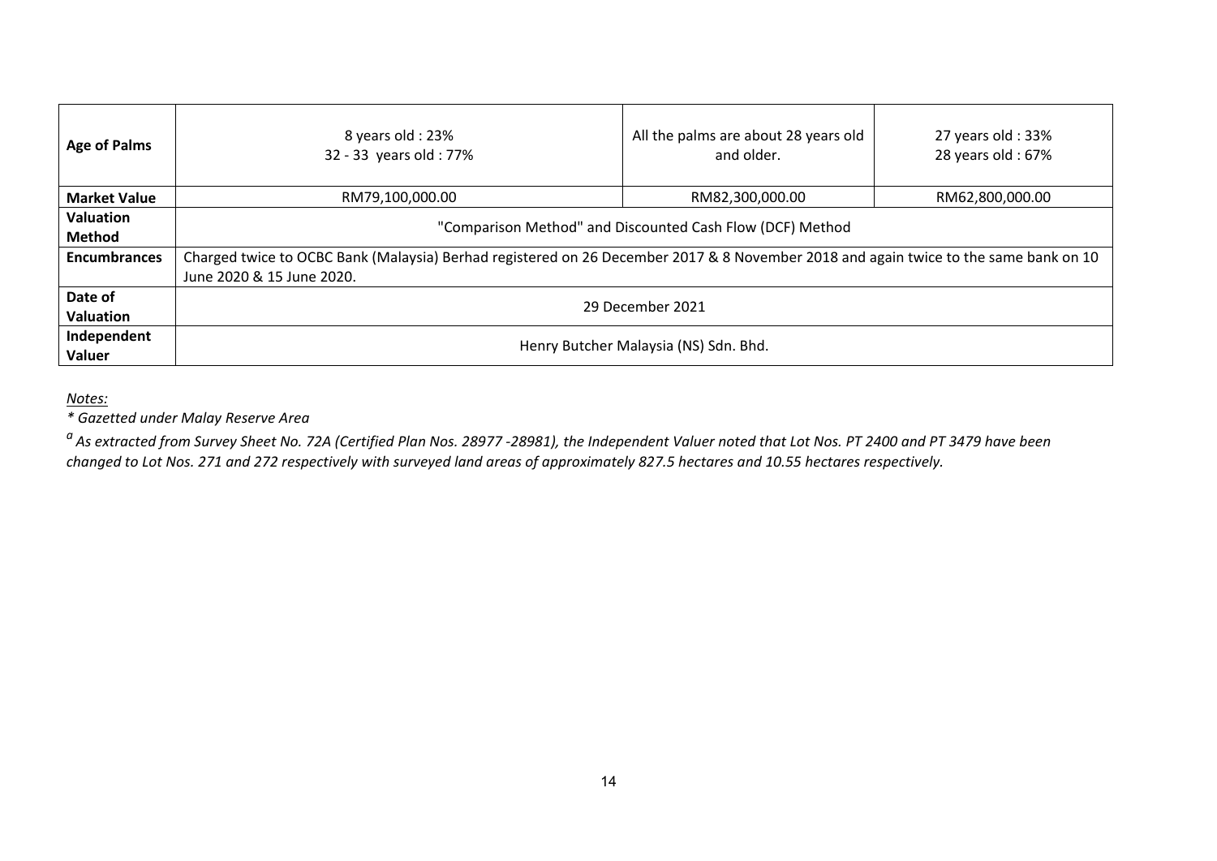| Age of Palms | 8 years old : 23%<br>32 - 33 years old : 77% | All the palms are about 28 years old and older. | 27 years old : 33%<br>28 years old : 67% |
|---|---|---|---|
| Market Value | RM79,100,000.00 | RM82,300,000.00 | RM62,800,000.00 |
| Valuation Method | "Comparison Method" and Discounted Cash Flow (DCF) Method | | |
| Encumbrances | Charged twice to OCBC Bank (Malaysia) Berhad registered on 26 December 2017 & 8 November 2018 and again twice to the same bank on 10 June 2020 & 15 June 2020. | | |
| Date of Valuation | 29 December 2021 | | |
| Independent Valuer | Henry Butcher Malaysia (NS) Sdn. Bhd. | | |

*Notes:*

*\* Gazetted under Malay Reserve Area*

*[a] As extracted from Survey Sheet No. 72A (Certified Plan Nos. 28977 -28981), the Independent Valuer noted that Lot Nos. PT 2400 and PT 3479 have been changed to Lot Nos. 271 and 272 respectively with surveyed land areas of approximately 827.5 hectares and 10.55 hectares respectively.*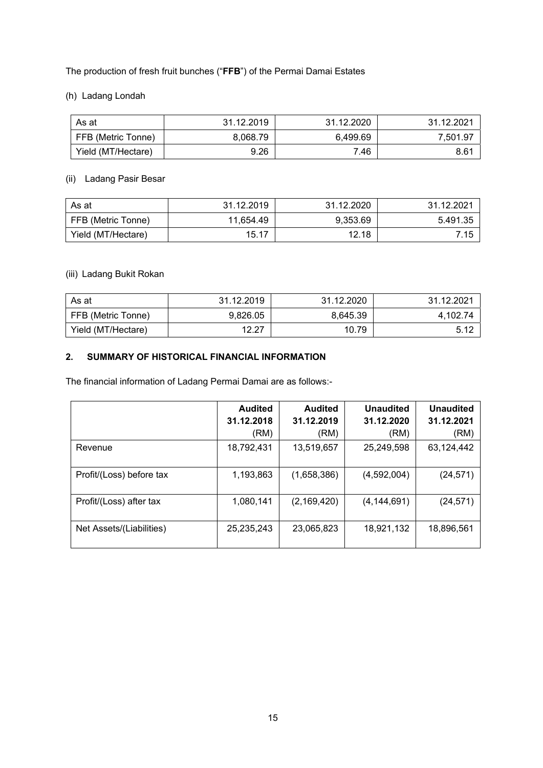The production of fresh fruit bunches ("**FFB**") of the Permai Damai Estates

(h) Ladang Londah

| As at | 31.12.2019 | 31.12.2020 | 31.12.2021 |
|---|---|---|---|
| FFB (Metric Tonne) | 8,068.79 | 6,499.69 | 7,501.97 |
| Yield (MT/Hectare) | 9.26 | 7.46 | 8.61 |

(ii) Ladang Pasir Besar

| As at | 31.12.2019 | 31.12.2020 | 31.12.2021 |
|---|---|---|---|
| FFB (Metric Tonne) | 11,654.49 | 9,353.69 | 5.491.35 |
| Yield (MT/Hectare) | 15.17 | 12.18 | 7.15 |

(iii) Ladang Bukit Rokan

| As at | 31.12.2019 | 31.12.2020 | 31.12.2021 |
|---|---|---|---|
| FFB (Metric Tonne) | 9,826.05 | 8,645.39 | 4,102.74 |
| Yield (MT/Hectare) | 12.27 | 10.79 | 5.12 |

## 2. SUMMARY OF HISTORICAL FINANCIAL INFORMATION

The financial information of Ladang Permai Damai are as follows:-

| | **Audited 31.12.2018** (RM) | **Audited 31.12.2019** (RM) | **Unaudited 31.12.2020** (RM) | **Unaudited 31.12.2021** (RM) |
|---|---|---|---|---|
| Revenue | 18,792,431 | 13,519,657 | 25,249,598 | 63,124,442 |
| Profit/(Loss) before tax | 1,193,863 | (1,658,386) | (4,592,004) | (24,571) |
| Profit/(Loss) after tax | 1,080,141 | (2,169,420) | (4,144,691) | (24,571) |
| Net Assets/(Liabilities) | 25,235,243 | 23,065,823 | 18,921,132 | 18,896,561 |